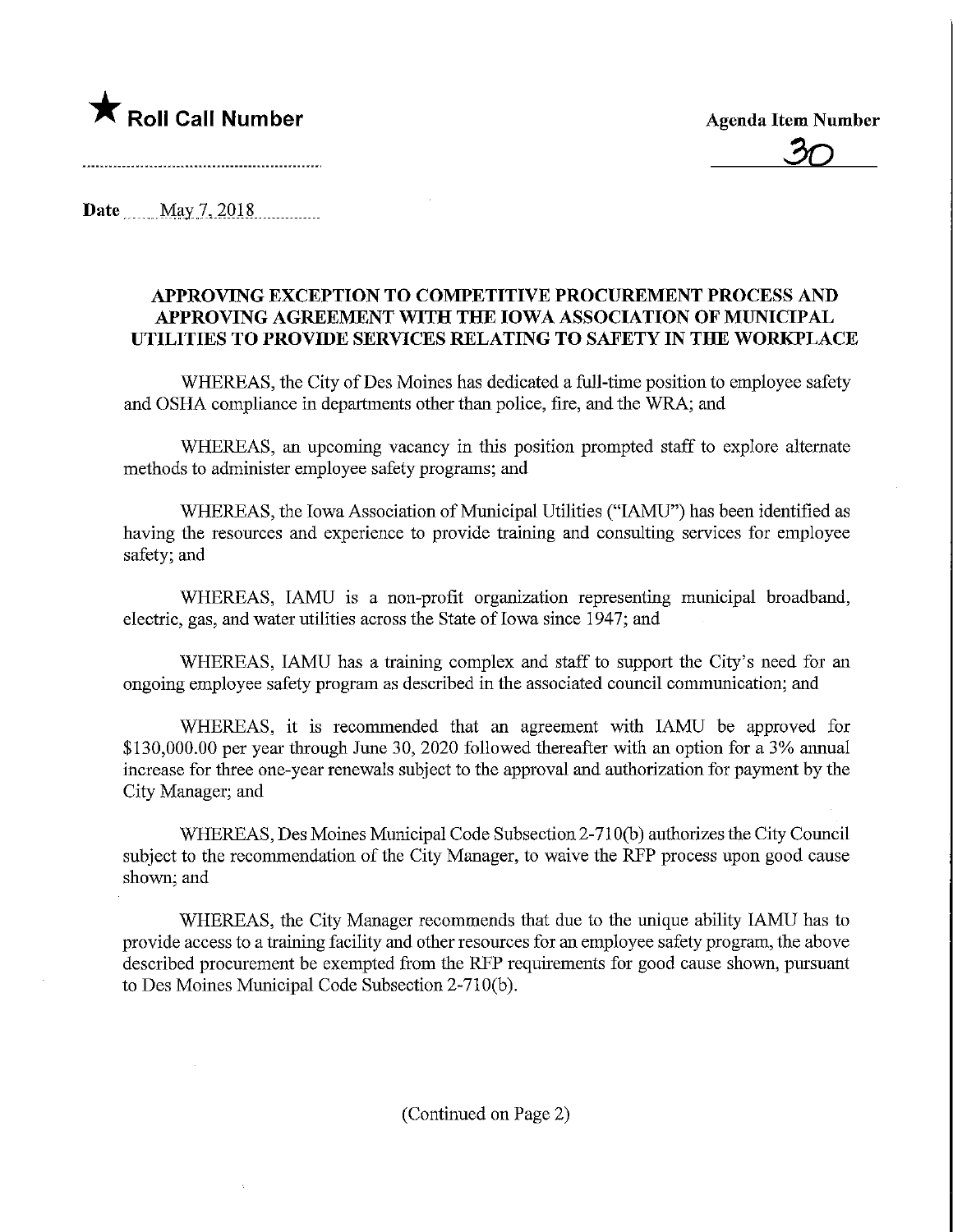★ **Roll Call Number**

**Agenda Item Number**

30

**Date** May 7, 2018

## APPROVING EXCEPTION TO COMPETITIVE PROCUREMENT PROCESS AND APPROVING AGREEMENT WITH THE IOWA ASSOCIATION OF MUNICIPAL UTILITIES TO PROVIDE SERVICES RELATING TO SAFETY IN THE WORKPLACE

WHEREAS, the City of Des Moines has dedicated a full-time position to employee safety and OSHA compliance in departments other than police, fire, and the WRA; and

WHEREAS, an upcoming vacancy in this position prompted staff to explore alternate methods to administer employee safety programs; and

WHEREAS, the Iowa Association of Municipal Utilities ("IAMU") has been identified as having the resources and experience to provide training and consulting services for employee safety; and

WHEREAS, IAMU is a non-profit organization representing municipal broadband, electric, gas, and water utilities across the State of Iowa since 1947; and

WHEREAS, IAMU has a training complex and staff to support the City's need for an ongoing employee safety program as described in the associated council communication; and

WHEREAS, it is recommended that an agreement with IAMU be approved for $130,000.00 per year through June 30, 2020 followed thereafter with an option for a 3% annual increase for three one-year renewals subject to the approval and authorization for payment by the City Manager; and

WHEREAS, Des Moines Municipal Code Subsection 2-710(b) authorizes the City Council subject to the recommendation of the City Manager, to waive the RFP process upon good cause shown; and

WHEREAS, the City Manager recommends that due to the unique ability IAMU has to provide access to a training facility and other resources for an employee safety program, the above described procurement be exempted from the RFP requirements for good cause shown, pursuant to Des Moines Municipal Code Subsection 2-710(b).

(Continued on Page 2)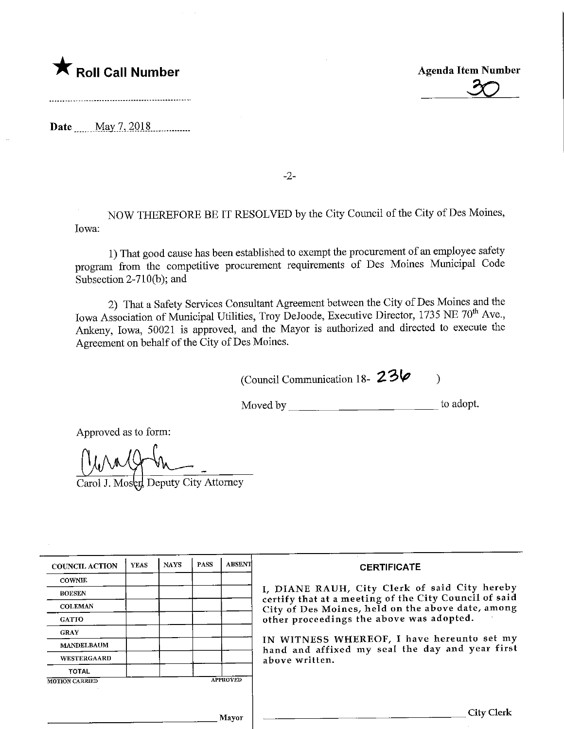★ **Roll Call Number**

Agenda Item Number

30

Date May 7, 2018

-2-

NOW THEREFORE BE IT RESOLVED by the City Council of the City of Des Moines, Iowa:

1) That good cause has been established to exempt the procurement of an employee safety program from the competitive procurement requirements of Des Moines Municipal Code Subsection 2-710(b); and

2) That a Safety Services Consultant Agreement between the City of Des Moines and the Iowa Association of Municipal Utilities, Troy DeJoode, Executive Director, 1735 NE 70th Ave., Ankeny, Iowa, 50021 is approved, and the Mayor is authorized and directed to execute the Agreement on behalf of the City of Des Moines.

(Council Communication 18- 236 )

Moved by ______________________ to adopt.

Approved as to form:

Carol J. Moser, Deputy City Attorney

| COUNCIL ACTION | YEAS | NAYS | PASS | ABSENT |
|---|---|---|---|---|
| COWNIE | | | | |
| BOESEN | | | | |
| COLEMAN | | | | |
| GATTO | | | | |
| GRAY | | | | |
| MANDELBAUM | | | | |
| WESTERGAARD | | | | |
| TOTAL | | | | |

MOTION CARRIED APPROVED

______________________ Mayor

**CERTIFICATE**

I, DIANE RAUH, City Clerk of said City hereby certify that at a meeting of the City Council of said City of Des Moines, held on the above date, among other proceedings the above was adopted.

IN WITNESS WHEREOF, I have hereunto set my hand and affixed my seal the day and year first above written.

______________________ City Clerk